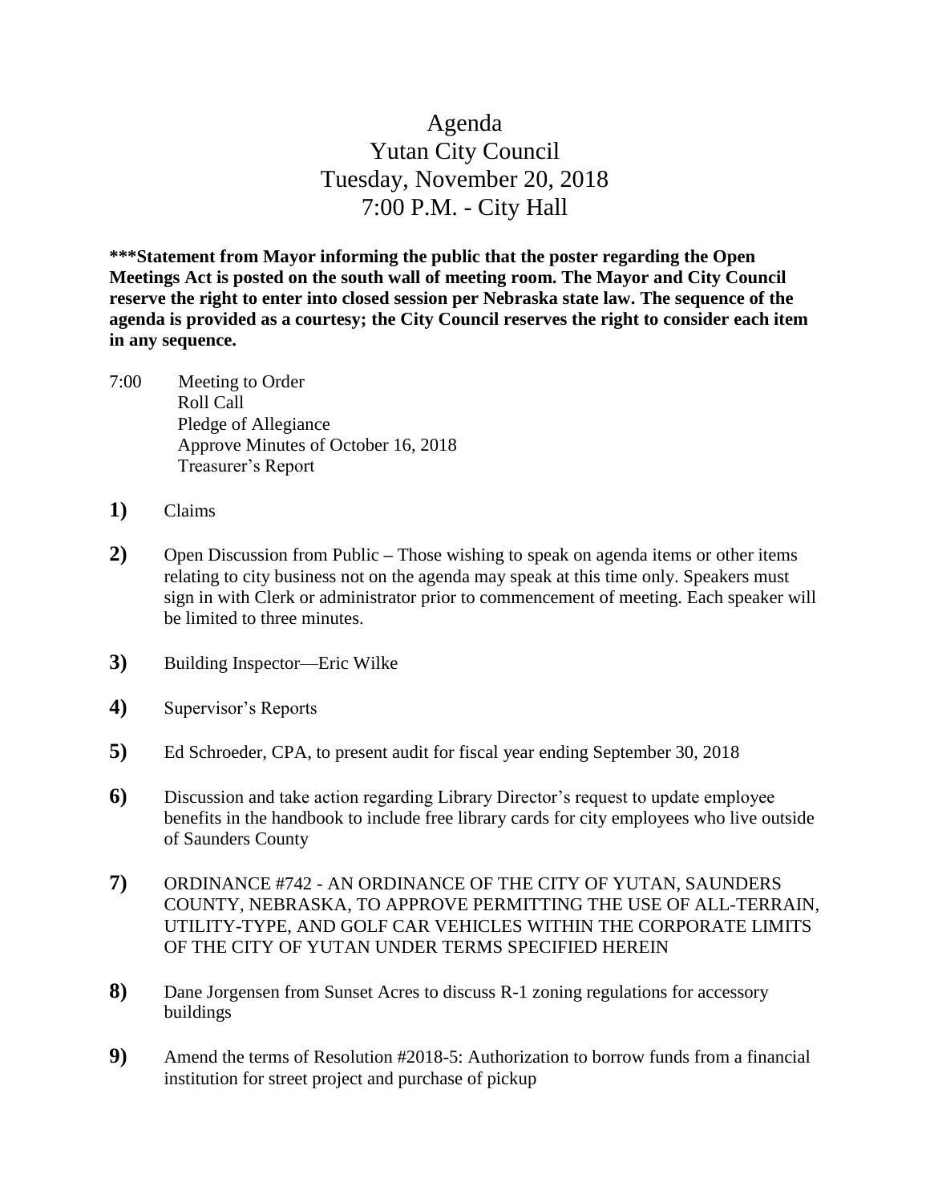# Agenda
## Yutan City Council
## Tuesday, November 20, 2018
## 7:00 P.M. - City Hall

**\*\*\*Statement from Mayor informing the public that the poster regarding the Open Meetings Act is posted on the south wall of meeting room. The Mayor and City Council reserve the right to enter into closed session per Nebraska state law. The sequence of the agenda is provided as a courtesy; the City Council reserves the right to consider each item in any sequence.**

7:00 Meeting to Order
Roll Call
Pledge of Allegiance
Approve Minutes of October 16, 2018
Treasurer's Report

**1)** Claims

**2)** Open Discussion from Public **–** Those wishing to speak on agenda items or other items relating to city business not on the agenda may speak at this time only. Speakers must sign in with Clerk or administrator prior to commencement of meeting. Each speaker will be limited to three minutes.

**3)** Building Inspector—Eric Wilke

**4)** Supervisor's Reports

**5)** Ed Schroeder, CPA, to present audit for fiscal year ending September 30, 2018

**6)** Discussion and take action regarding Library Director's request to update employee benefits in the handbook to include free library cards for city employees who live outside of Saunders County

**7)** ORDINANCE #742 - AN ORDINANCE OF THE CITY OF YUTAN, SAUNDERS COUNTY, NEBRASKA, TO APPROVE PERMITTING THE USE OF ALL-TERRAIN, UTILITY-TYPE, AND GOLF CAR VEHICLES WITHIN THE CORPORATE LIMITS OF THE CITY OF YUTAN UNDER TERMS SPECIFIED HEREIN

**8)** Dane Jorgensen from Sunset Acres to discuss R-1 zoning regulations for accessory buildings

**9)** Amend the terms of Resolution #2018-5: Authorization to borrow funds from a financial institution for street project and purchase of pickup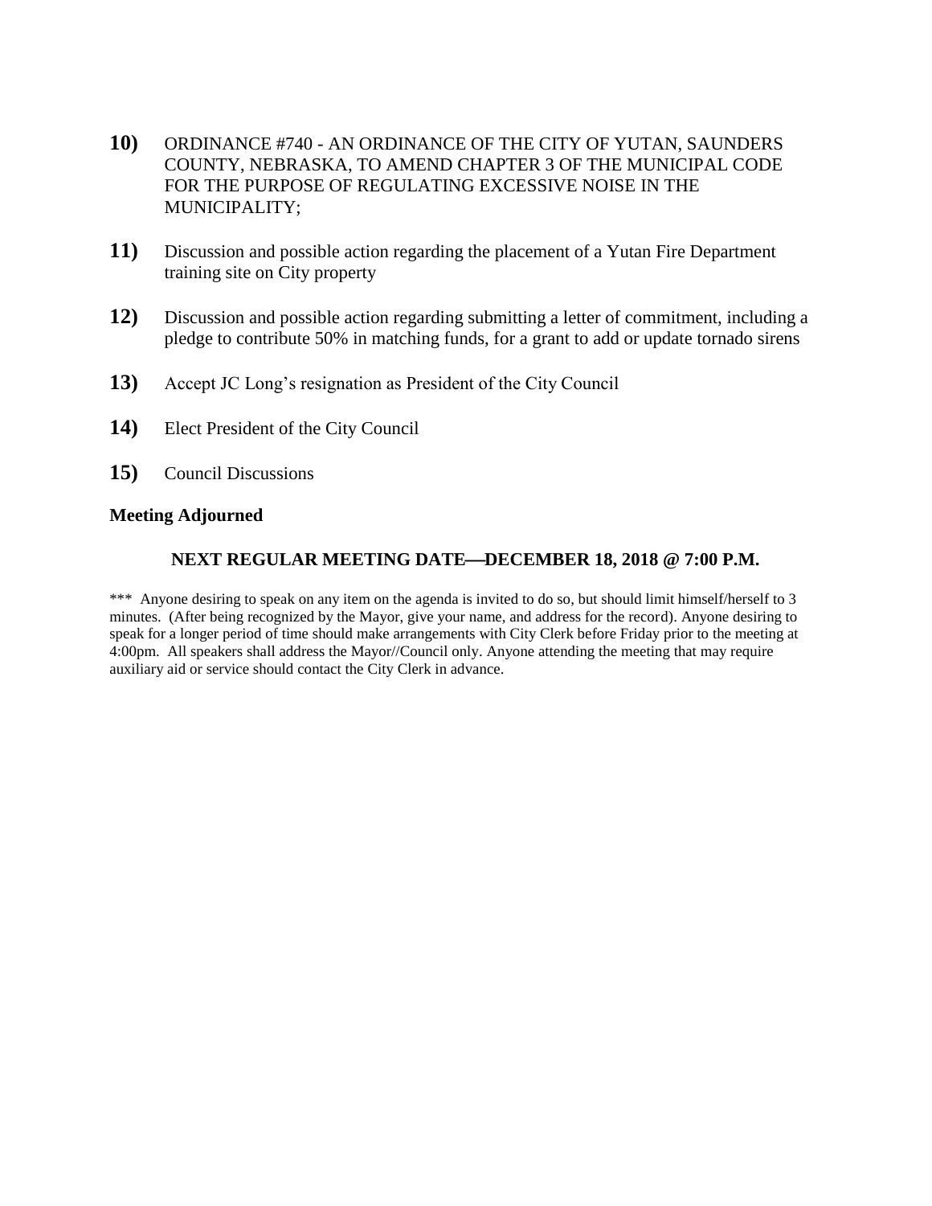**10)** ORDINANCE #740 - AN ORDINANCE OF THE CITY OF YUTAN, SAUNDERS COUNTY, NEBRASKA, TO AMEND CHAPTER 3 OF THE MUNICIPAL CODE FOR THE PURPOSE OF REGULATING EXCESSIVE NOISE IN THE MUNICIPALITY;

**11)** Discussion and possible action regarding the placement of a Yutan Fire Department training site on City property

**12)** Discussion and possible action regarding submitting a letter of commitment, including a pledge to contribute 50% in matching funds, for a grant to add or update tornado sirens

**13)** Accept JC Long's resignation as President of the City Council

**14)** Elect President of the City Council

**15)** Council Discussions

**Meeting Adjourned**

**NEXT REGULAR MEETING DATE—DECEMBER 18, 2018 @ 7:00 P.M.**

*** Anyone desiring to speak on any item on the agenda is invited to do so, but should limit himself/herself to 3 minutes. (After being recognized by the Mayor, give your name, and address for the record). Anyone desiring to speak for a longer period of time should make arrangements with City Clerk before Friday prior to the meeting at 4:00pm. All speakers shall address the Mayor//Council only. Anyone attending the meeting that may require auxiliary aid or service should contact the City Clerk in advance.